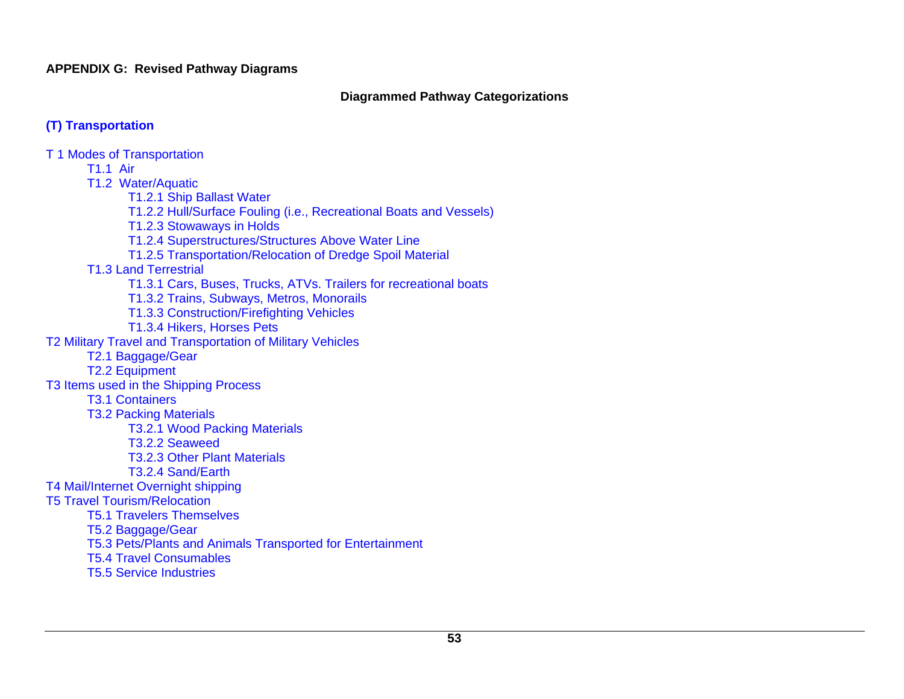## APPENDIX G: Revised Pathway Diagrams

### Diagrammed Pathway Categorizations

### (T) Transportation

- T 1 Modes of Transportation
  - T1.1 Air
  - T1.2 Water/Aquatic
    - T1.2.1 Ship Ballast Water
    - T1.2.2 Hull/Surface Fouling (i.e., Recreational Boats and Vessels)
    - T1.2.3 Stowaways in Holds
    - T1.2.4 Superstructures/Structures Above Water Line
    - T1.2.5 Transportation/Relocation of Dredge Spoil Material
  - T1.3 Land Terrestrial
    - T1.3.1 Cars, Buses, Trucks, ATVs. Trailers for recreational boats
    - T1.3.2 Trains, Subways, Metros, Monorails
    - T1.3.3 Construction/Firefighting Vehicles
    - T1.3.4 Hikers, Horses Pets
- T2 Military Travel and Transportation of Military Vehicles
  - T2.1 Baggage/Gear
  - T2.2 Equipment
- T3 Items used in the Shipping Process
  - T3.1 Containers
  - T3.2 Packing Materials
    - T3.2.1 Wood Packing Materials
    - T3.2.2 Seaweed
    - T3.2.3 Other Plant Materials
    - T3.2.4 Sand/Earth
- T4 Mail/Internet Overnight shipping
- T5 Travel Tourism/Relocation
  - T5.1 Travelers Themselves
  - T5.2 Baggage/Gear
  - T5.3 Pets/Plants and Animals Transported for Entertainment
  - T5.4 Travel Consumables
  - T5.5 Service Industries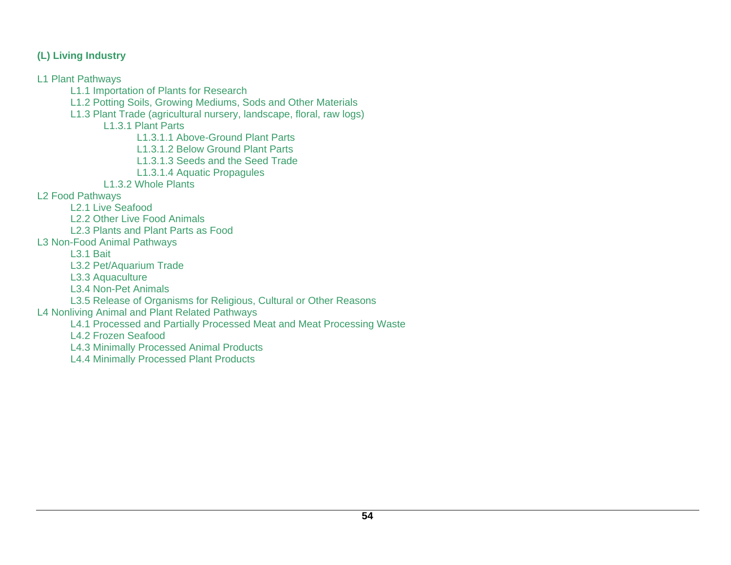**(L) Living Industry**

- L1 Plant Pathways
    - L1.1 Importation of Plants for Research
    - L1.2 Potting Soils, Growing Mediums, Sods and Other Materials
    - L1.3 Plant Trade (agricultural nursery, landscape, floral, raw logs)
        - L1.3.1 Plant Parts
            - L1.3.1.1 Above-Ground Plant Parts
            - L1.3.1.2 Below Ground Plant Parts
            - L1.3.1.3 Seeds and the Seed Trade
            - L1.3.1.4 Aquatic Propagules
        - L1.3.2 Whole Plants
- L2 Food Pathways
    - L2.1 Live Seafood
    - L2.2 Other Live Food Animals
    - L2.3 Plants and Plant Parts as Food
- L3 Non-Food Animal Pathways
    - L3.1 Bait
    - L3.2 Pet/Aquarium Trade
    - L3.3 Aquaculture
    - L3.4 Non-Pet Animals
    - L3.5 Release of Organisms for Religious, Cultural or Other Reasons
- L4 Nonliving Animal and Plant Related Pathways
    - L4.1 Processed and Partially Processed Meat and Meat Processing Waste
    - L4.2 Frozen Seafood
    - L4.3 Minimally Processed Animal Products
    - L4.4 Minimally Processed Plant Products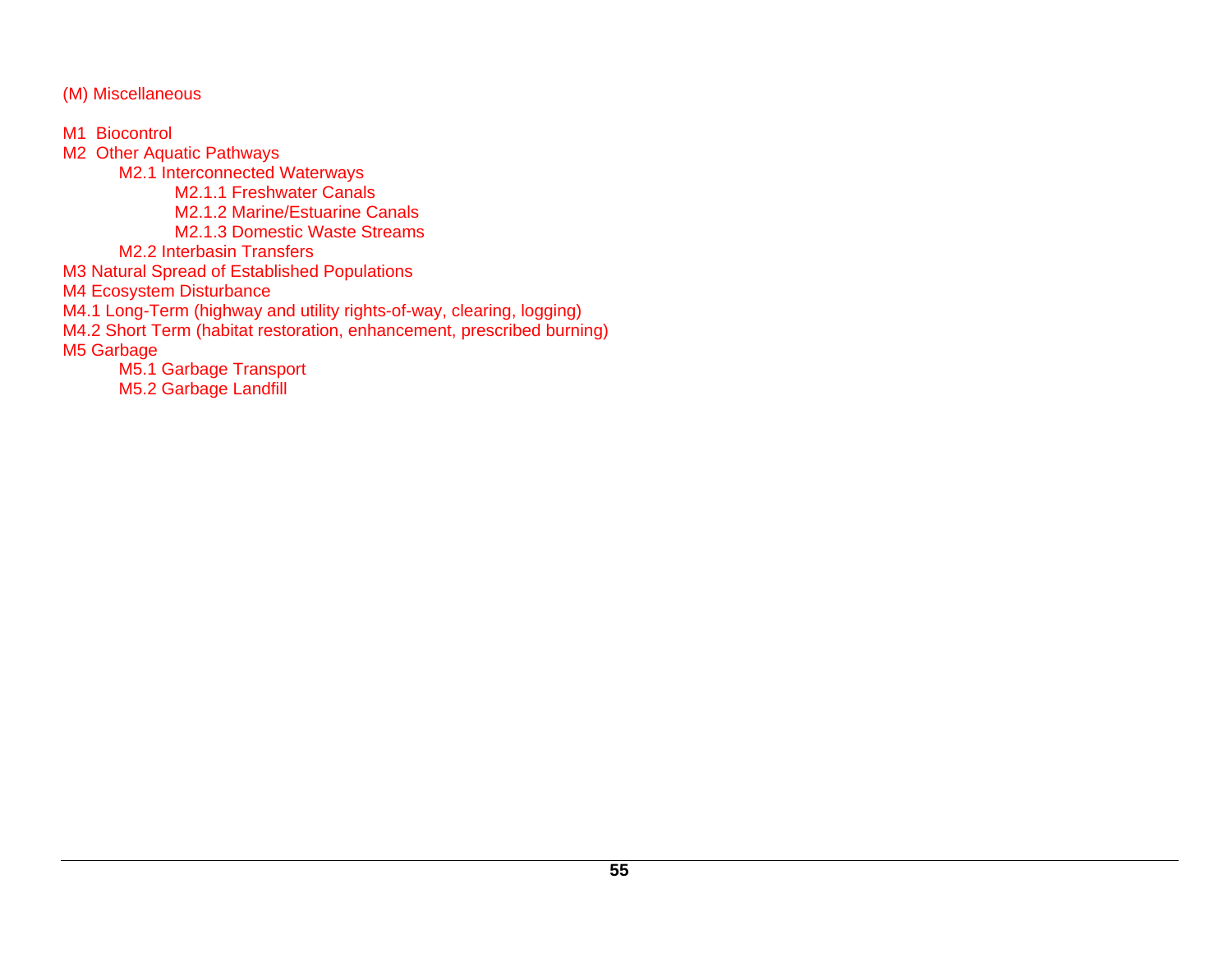(M) Miscellaneous

- M1 Biocontrol
- M2 Other Aquatic Pathways
  - M2.1 Interconnected Waterways
    - M2.1.1 Freshwater Canals
    - M2.1.2 Marine/Estuarine Canals
    - M2.1.3 Domestic Waste Streams
  - M2.2 Interbasin Transfers
- M3 Natural Spread of Established Populations
- M4 Ecosystem Disturbance
- M4.1 Long-Term (highway and utility rights-of-way, clearing, logging)
- M4.2 Short Term (habitat restoration, enhancement, prescribed burning)
- M5 Garbage
  - M5.1 Garbage Transport
  - M5.2 Garbage Landfill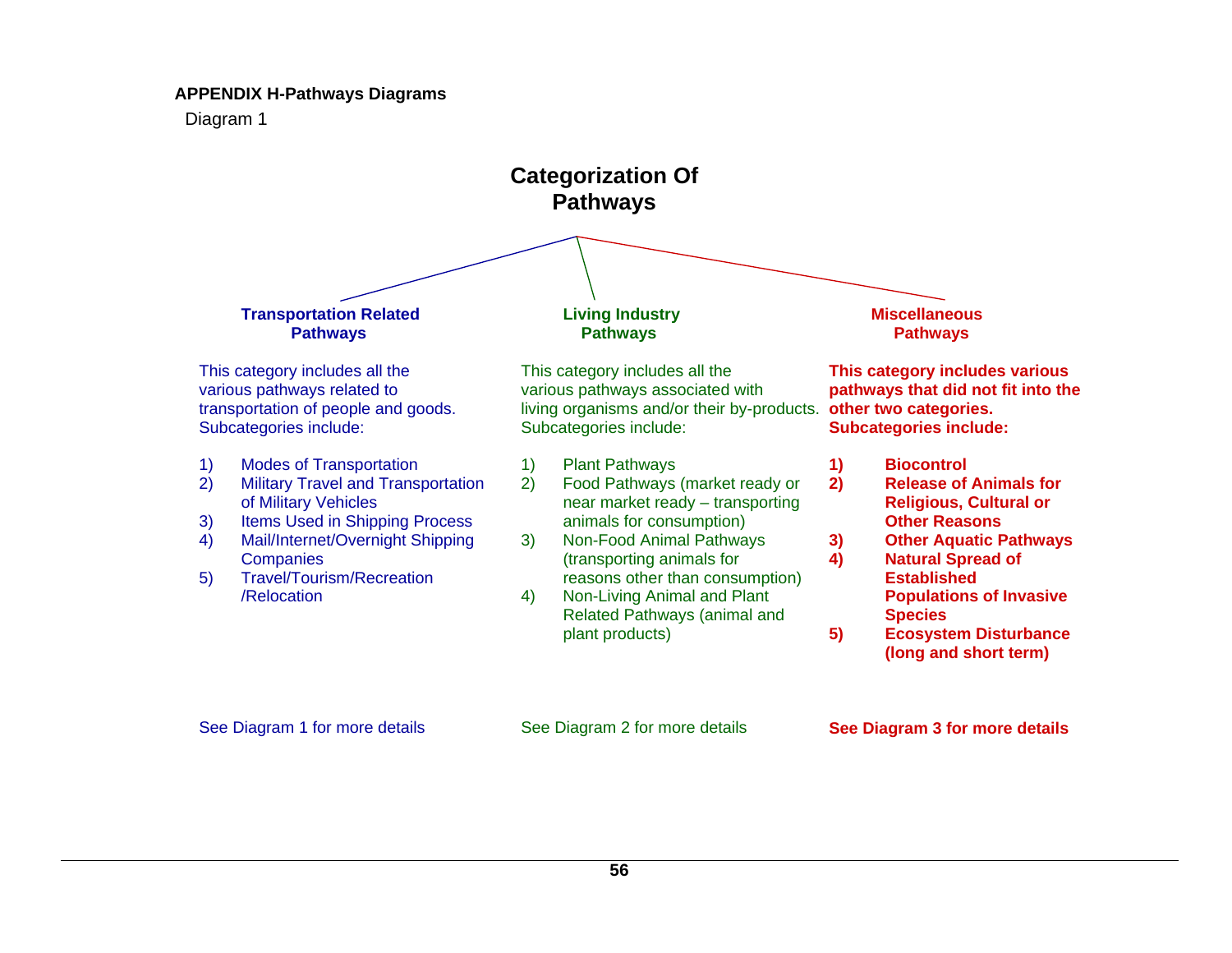**APPENDIX H-Pathways Diagrams**

Diagram 1

## Categorization Of Pathways

### Transportation Related Pathways

This category includes all the various pathways related to transportation of people and goods. Subcategories include:

1) Modes of Transportation
2) Military Travel and Transportation of Military Vehicles
3) Items Used in Shipping Process
4) Mail/Internet/Overnight Shipping Companies
5) Travel/Tourism/Recreation /Relocation

See Diagram 1 for more details

### Living Industry Pathways

This category includes all the various pathways associated with living organisms and/or their by-products. Subcategories include:

1) Plant Pathways
2) Food Pathways (market ready or near market ready – transporting animals for consumption)
3) Non-Food Animal Pathways (transporting animals for reasons other than consumption)
4) Non-Living Animal and Plant Related Pathways (animal and plant products)

See Diagram 2 for more details

### Miscellaneous Pathways

**This category includes various pathways that did not fit into the other two categories. Subcategories include:**

1) **Biocontrol**
2) **Release of Animals for Religious, Cultural or Other Reasons**
3) **Other Aquatic Pathways**
4) **Natural Spread of Established Populations of Invasive Species**
5) **Ecosystem Disturbance (long and short term)**

**See Diagram 3 for more details**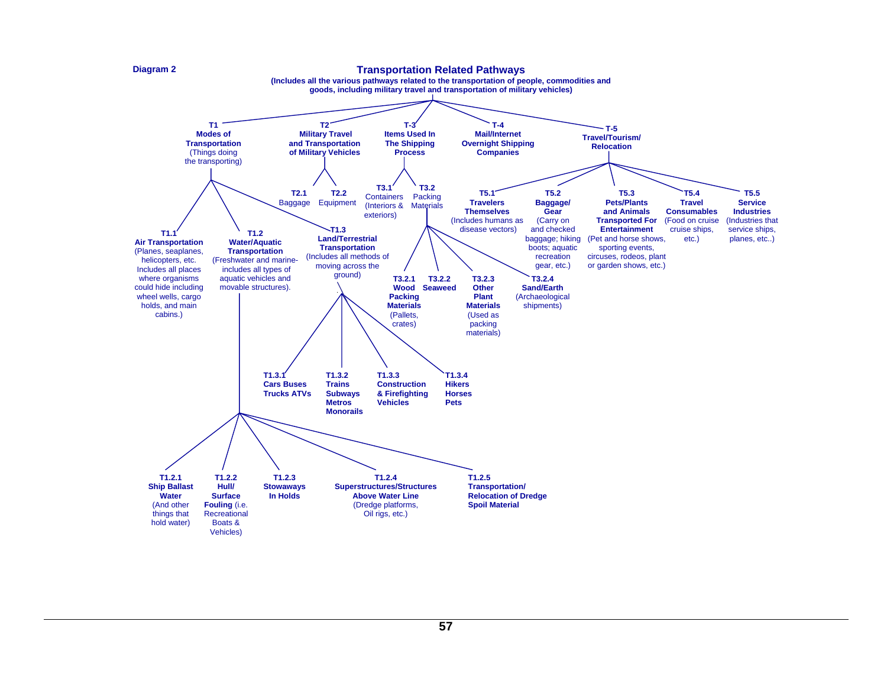Diagram 2

# Transportation Related Pathways

**(Includes all the various pathways related to the transportation of people, commodities and goods, including military travel and transportation of military vehicles)**

- **T1 Modes of Transportation** (Things doing the transporting)
  - **T1.1 Air Transportation** (Planes, seaplanes, helicopters, etc. Includes all places where organisms could hide including wheel wells, cargo holds, and main cabins.)
  - **T1.2 Water/Aquatic Transportation** (Freshwater and marine- includes all types of aquatic vehicles and movable structures).
    - **T1.2.1 Ship Ballast Water** (And other things that hold water)
    - **T1.2.2 Hull/ Surface Fouling** (i.e. Recreational Boats & Vehicles)
    - **T1.2.3 Stowaways In Holds**
    - **T1.2.4 Superstructures/Structures Above Water Line** (Dredge platforms, Oil rigs, etc.)
    - **T1.2.5 Transportation/ Relocation of Dredge Spoil Material**
  - **T1.3 Land/Terrestrial Transportation** (Includes all methods of moving across the ground)
    - **T1.3.1 Cars Buses Trucks ATVs**
    - **T1.3.2 Trains Subways Metros Monorails**
    - **T1.3.3 Construction & Firefighting Vehicles**
    - **T1.3.4 Hikers Horses Pets**
- **T2 Military Travel and Transportation of Military Vehicles**
  - **T2.1** Baggage
  - **T2.2** Equipment
- **T-3 Items Used In The Shipping Process**
  - **T3.1** Containers (Interiors & exteriors)
  - **T3.2** Packing Materials
    - **T3.2.1 Wood Packing Materials** (Pallets, crates)
    - **T3.2.2 Seaweed**
    - **T3.2.3 Other Plant Materials** (Used as packing materials)
    - **T3.2.4 Sand/Earth** (Archaeological shipments)
- **T-4 Mail/Internet Overnight Shipping Companies**
- **T-5 Travel/Tourism/ Relocation**
  - **T5.1 Travelers Themselves** (Includes humans as disease vectors)
  - **T5.2 Baggage/ Gear** (Carry on and checked baggage; hiking boots; aquatic recreation gear, etc.)
  - **T5.3 Pets/Plants and Animals Transported For Entertainment** (Pet and horse shows, sporting events, circuses, rodeos, plant or garden shows, etc.)
  - **T5.4 Travel Consumables** (Food on cruise cruise ships, etc.)
  - **T5.5 Service Industries** (Industries that service ships, planes, etc..)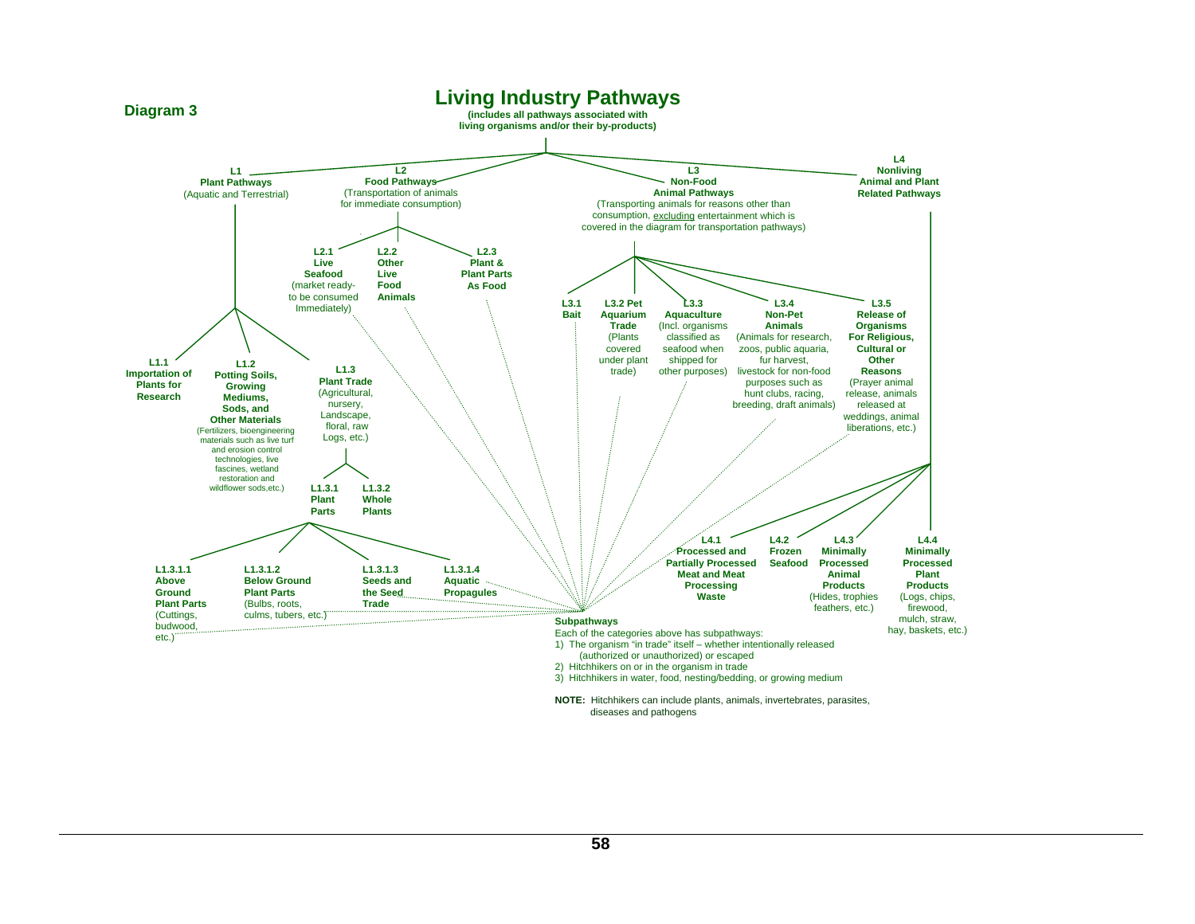**Diagram 3**

# Living Industry Pathways

**(includes all pathways associated with living organisms and/or their by-products)**

- **L1 Plant Pathways** (Aquatic and Terrestrial)
  - **L1.1 Importation of Plants for Research**
  - **L1.2 Potting Soils, Growing Mediums, Sods, and Other Materials** (Fertilizers, bioengineering materials such as live turf and erosion control technologies, live fascines, wetland restoration and wildflower sods,etc.)
  - **L1.3 Plant Trade** (Agricultural, nursery, Landscape, floral, raw Logs, etc.)
    - **L1.3.1 Plant Parts**
      - **L1.3.1.1 Above Ground Plant Parts** (Cuttings, budwood, etc.)
      - **L1.3.1.2 Below Ground Plant Parts** (Bulbs, roots, culms, tubers, etc.)
      - **L1.3.1.3 Seeds and the Seed Trade**
      - **L1.3.1.4 Aquatic Propagules**
    - **L1.3.2 Whole Plants**
- **L2 Food Pathways** (Transportation of animals for immediate consumption)
  - **L2.1 Live Seafood** (market ready-to be consumed Immediately)
  - **L2.2 Other Live Food Animals**
  - **L2.3 Plant & Plant Parts As Food**
- **L3 Non-Food Animal Pathways** (Transporting animals for reasons other than consumption, excluding entertainment which is covered in the diagram for transportation pathways)
  - **L3.1 Bait**
  - **L3.2 Pet Aquarium Trade** (Plants covered under plant trade)
  - **L3.3 Aquaculture** (Incl. organisms classified as seafood when shipped for other purposes)
  - **L3.4 Non-Pet Animals** (Animals for research, zoos, public aquaria, fur harvest, livestock for non-food purposes such as hunt clubs, racing, breeding, draft animals)
  - **L3.5 Release of Organisms For Religious, Cultural or Other Reasons** (Prayer animal release, animals released at weddings, animal liberations, etc.)
- **L4 Nonliving Animal and Plant Related Pathways**
  - **L4.1 Processed and Partially Processed Meat and Meat Processing Waste**
  - **L4.2 Frozen Seafood**
  - **L4.3 Minimally Processed Animal Products** (Hides, trophies feathers, etc.)
  - **L4.4 Minimally Processed Plant Products** (Logs, chips, firewood, mulch, straw, hay, baskets, etc.)

**Subpathways**

Each of the categories above has subpathways:

1) The organism "in trade" itself – whether intentionally released (authorized or unauthorized) or escaped
2) Hitchhikers on or in the organism in trade
3) Hitchhikers in water, food, nesting/bedding, or growing medium

**NOTE:** Hitchhikers can include plants, animals, invertebrates, parasites, diseases and pathogens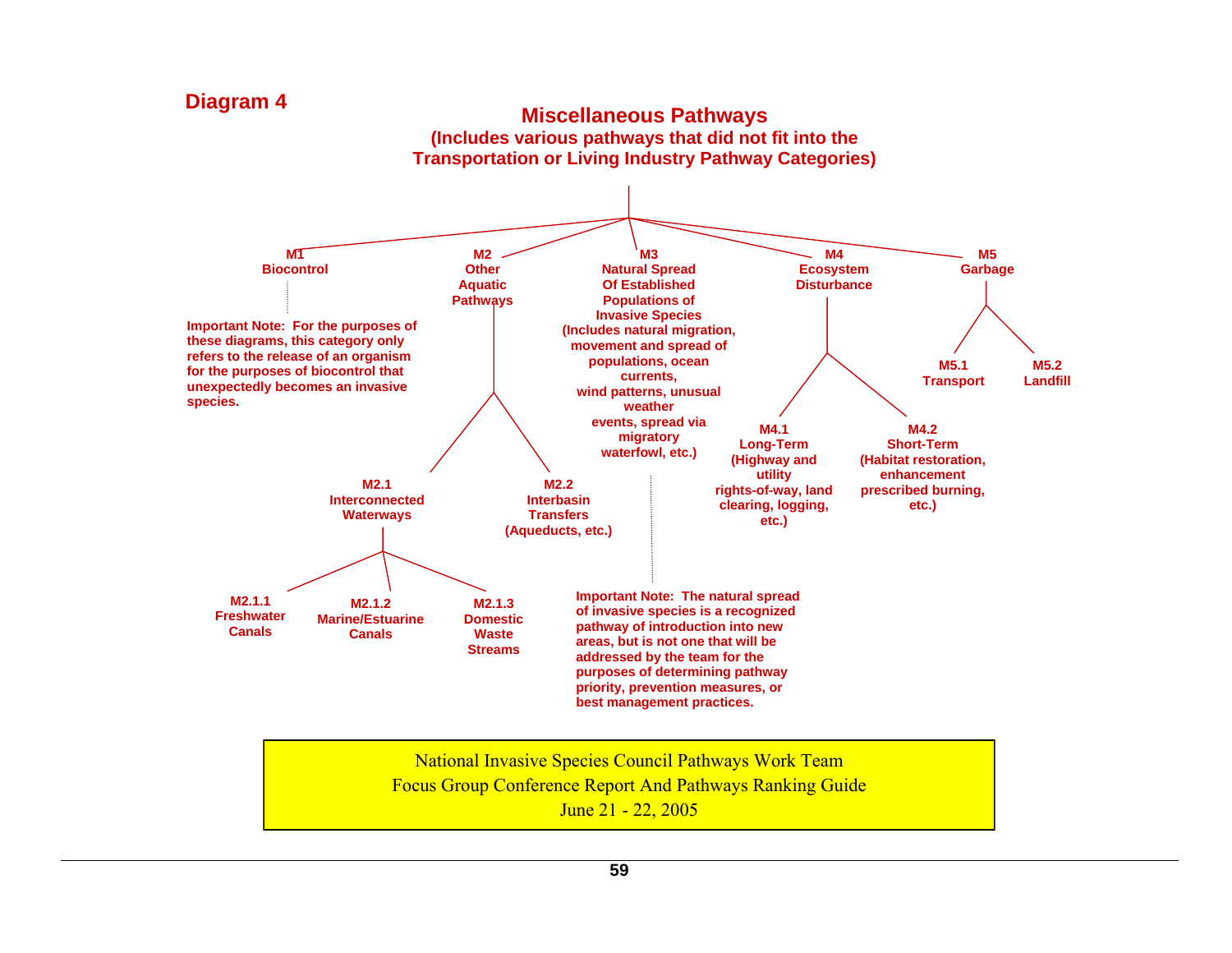**Diagram 4**

## Miscellaneous Pathways

**(Includes various pathways that did not fit into the Transportation or Living Industry Pathway Categories)**

**M1**
**Biocontrol**

**Important Note: For the purposes of these diagrams, this category only refers to the release of an organism for the purposes of biocontrol that unexpectedly becomes an invasive species.**

**M2**
**Other Aquatic Pathways**

**M2.1**
**Interconnected Waterways**

**M2.1.1**
**Freshwater Canals**

**M2.1.2**
**Marine/Estuarine Canals**

**M2.1.3**
**Domestic Waste Streams**

**M2.2**
**Interbasin Transfers (Aqueducts, etc.)**

**M3**
**Natural Spread Of Established Populations of Invasive Species (Includes natural migration, movement and spread of populations, ocean currents, wind patterns, unusual weather events, spread via migratory waterfowl, etc.)**

**Important Note: The natural spread of invasive species is a recognized pathway of introduction into new areas, but is not one that will be addressed by the team for the purposes of determining pathway priority, prevention measures, or best management practices.**

**M4**
**Ecosystem Disturbance**

**M4.1**
**Long-Term (Highway and utility rights-of-way, land clearing, logging, etc.)**

**M4.2**
**Short-Term (Habitat restoration, enhancement prescribed burning, etc.)**

**M5**
**Garbage**

**M5.1**
**Transport**

**M5.2**
**Landfill**

National Invasive Species Council Pathways Work Team
Focus Group Conference Report And Pathways Ranking Guide
June 21 - 22, 2005